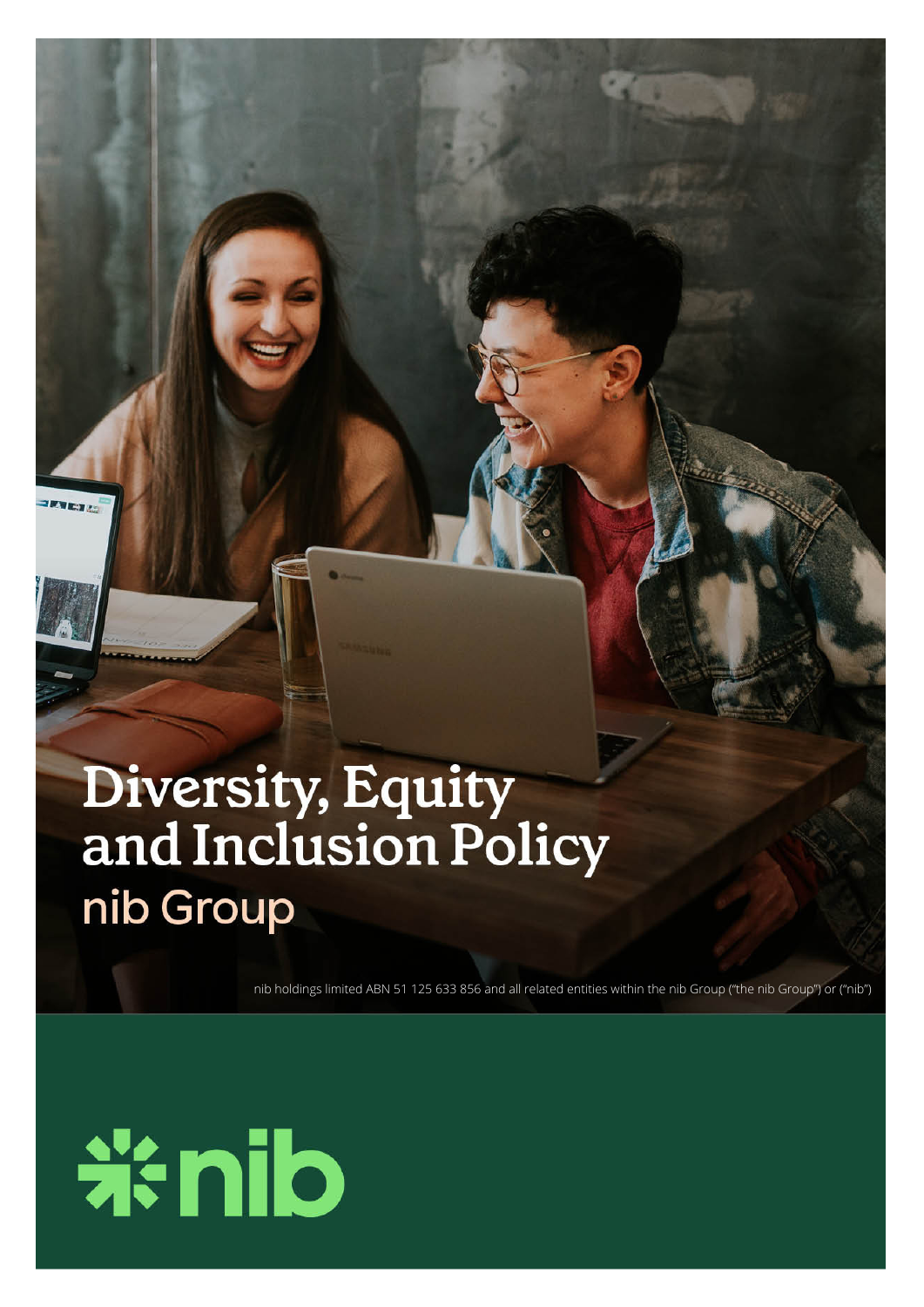# Diversity, Equity and Inclusion Policy

## nib Group

nib holdings limited ABN 51 125 633 856 and all related entities within the nib Group ("the nib Group") or ("nib")

nib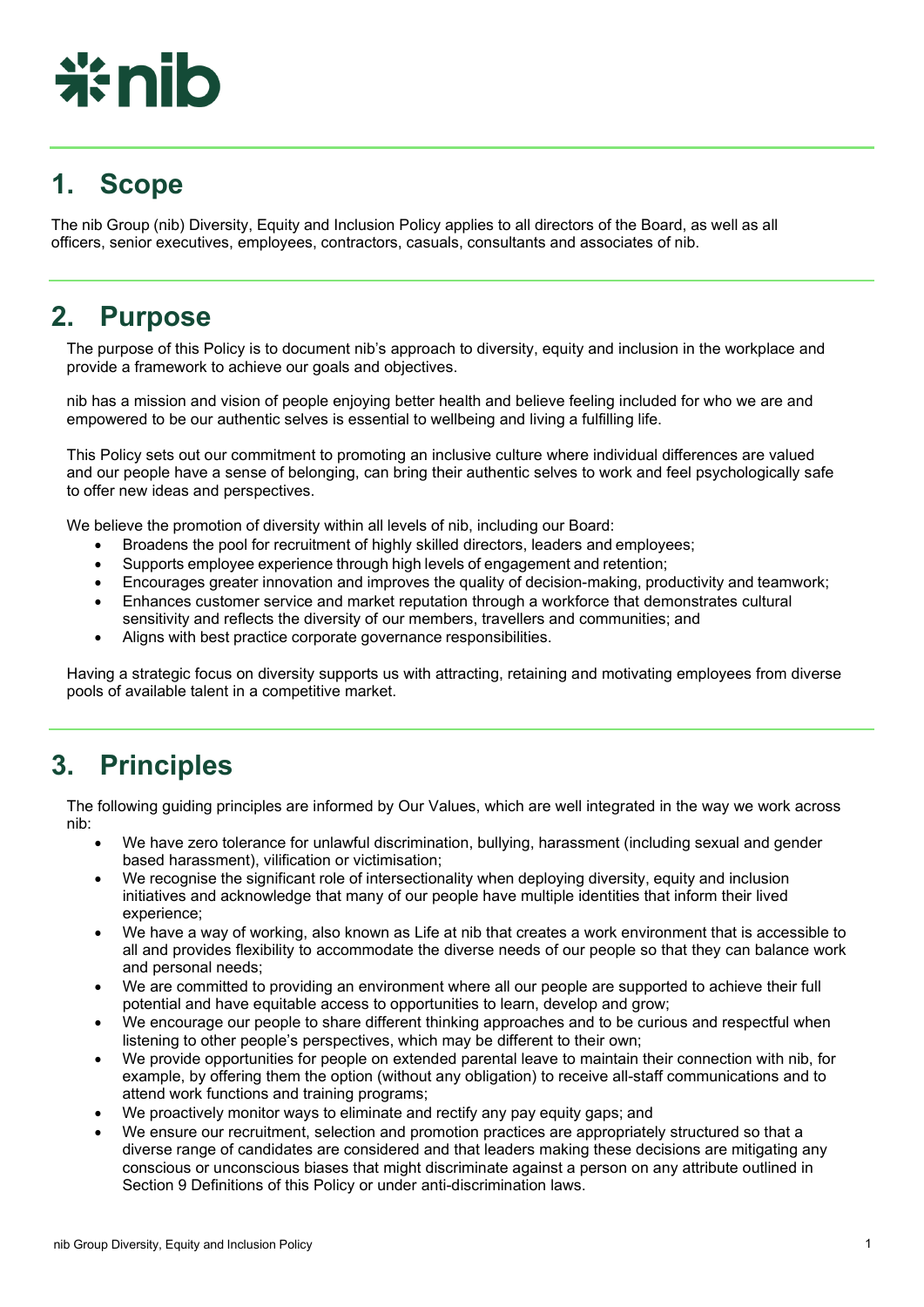## 1. Scope

The nib Group (nib) Diversity, Equity and Inclusion Policy applies to all directors of the Board, as well as all officers, senior executives, employees, contractors, casuals, consultants and associates of nib.

## 2. Purpose

The purpose of this Policy is to document nib's approach to diversity, equity and inclusion in the workplace and provide a framework to achieve our goals and objectives.

nib has a mission and vision of people enjoying better health and believe feeling included for who we are and empowered to be our authentic selves is essential to wellbeing and living a fulfilling life.

This Policy sets out our commitment to promoting an inclusive culture where individual differences are valued and our people have a sense of belonging, can bring their authentic selves to work and feel psychologically safe to offer new ideas and perspectives.

We believe the promotion of diversity within all levels of nib, including our Board:

- Broadens the pool for recruitment of highly skilled directors, leaders and employees;
- Supports employee experience through high levels of engagement and retention;
- Encourages greater innovation and improves the quality of decision-making, productivity and teamwork;
- Enhances customer service and market reputation through a workforce that demonstrates cultural sensitivity and reflects the diversity of our members, travellers and communities; and
- Aligns with best practice corporate governance responsibilities.

Having a strategic focus on diversity supports us with attracting, retaining and motivating employees from diverse pools of available talent in a competitive market.

## 3. Principles

The following guiding principles are informed by Our Values, which are well integrated in the way we work across nib:

- We have zero tolerance for unlawful discrimination, bullying, harassment (including sexual and gender based harassment), vilification or victimisation;
- We recognise the significant role of intersectionality when deploying diversity, equity and inclusion initiatives and acknowledge that many of our people have multiple identities that inform their lived experience;
- We have a way of working, also known as Life at nib that creates a work environment that is accessible to all and provides flexibility to accommodate the diverse needs of our people so that they can balance work and personal needs;
- We are committed to providing an environment where all our people are supported to achieve their full potential and have equitable access to opportunities to learn, develop and grow;
- We encourage our people to share different thinking approaches and to be curious and respectful when listening to other people's perspectives, which may be different to their own;
- We provide opportunities for people on extended parental leave to maintain their connection with nib, for example, by offering them the option (without any obligation) to receive all-staff communications and to attend work functions and training programs;
- We proactively monitor ways to eliminate and rectify any pay equity gaps; and
- We ensure our recruitment, selection and promotion practices are appropriately structured so that a diverse range of candidates are considered and that leaders making these decisions are mitigating any conscious or unconscious biases that might discriminate against a person on any attribute outlined in Section 9 Definitions of this Policy or under anti-discrimination laws.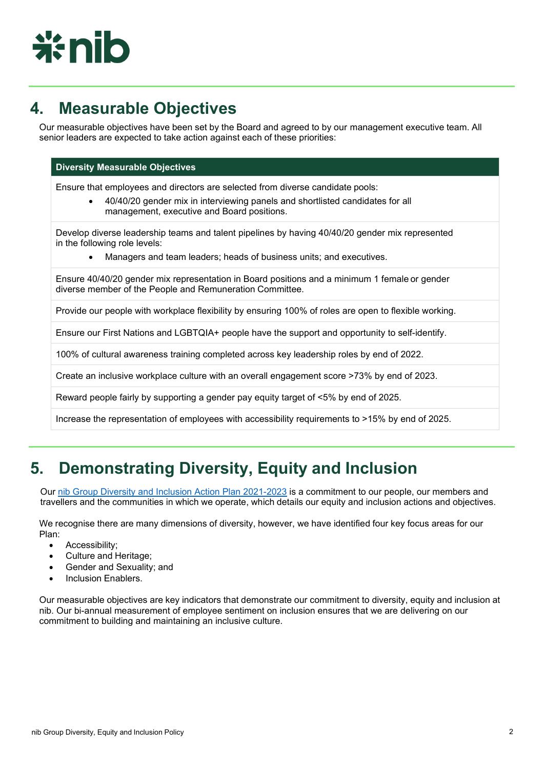## 4. Measurable Objectives

Our measurable objectives have been set by the Board and agreed to by our management executive team. All senior leaders are expected to take action against each of these priorities:

| Diversity Measurable Objectives |
|---|
| Ensure that employees and directors are selected from diverse candidate pools:<br>• 40/40/20 gender mix in interviewing panels and shortlisted candidates for all management, executive and Board positions. |
| Develop diverse leadership teams and talent pipelines by having 40/40/20 gender mix represented in the following role levels:<br>• Managers and team leaders; heads of business units; and executives. |
| Ensure 40/40/20 gender mix representation in Board positions and a minimum 1 female or gender diverse member of the People and Remuneration Committee. |
| Provide our people with workplace flexibility by ensuring 100% of roles are open to flexible working. |
| Ensure our First Nations and LGBTQIA+ people have the support and opportunity to self-identify. |
| 100% of cultural awareness training completed across key leadership roles by end of 2022. |
| Create an inclusive workplace culture with an overall engagement score >73% by end of 2023. |
| Reward people fairly by supporting a gender pay equity target of <5% by end of 2025. |
| Increase the representation of employees with accessibility requirements to >15% by end of 2025. |

## 5. Demonstrating Diversity, Equity and Inclusion

Our nib Group Diversity and Inclusion Action Plan 2021-2023 is a commitment to our people, our members and travellers and the communities in which we operate, which details our equity and inclusion actions and objectives.

We recognise there are many dimensions of diversity, however, we have identified four key focus areas for our Plan:

- Accessibility;
- Culture and Heritage;
- Gender and Sexuality; and
- Inclusion Enablers.

Our measurable objectives are key indicators that demonstrate our commitment to diversity, equity and inclusion at nib. Our bi-annual measurement of employee sentiment on inclusion ensures that we are delivering on our commitment to building and maintaining an inclusive culture.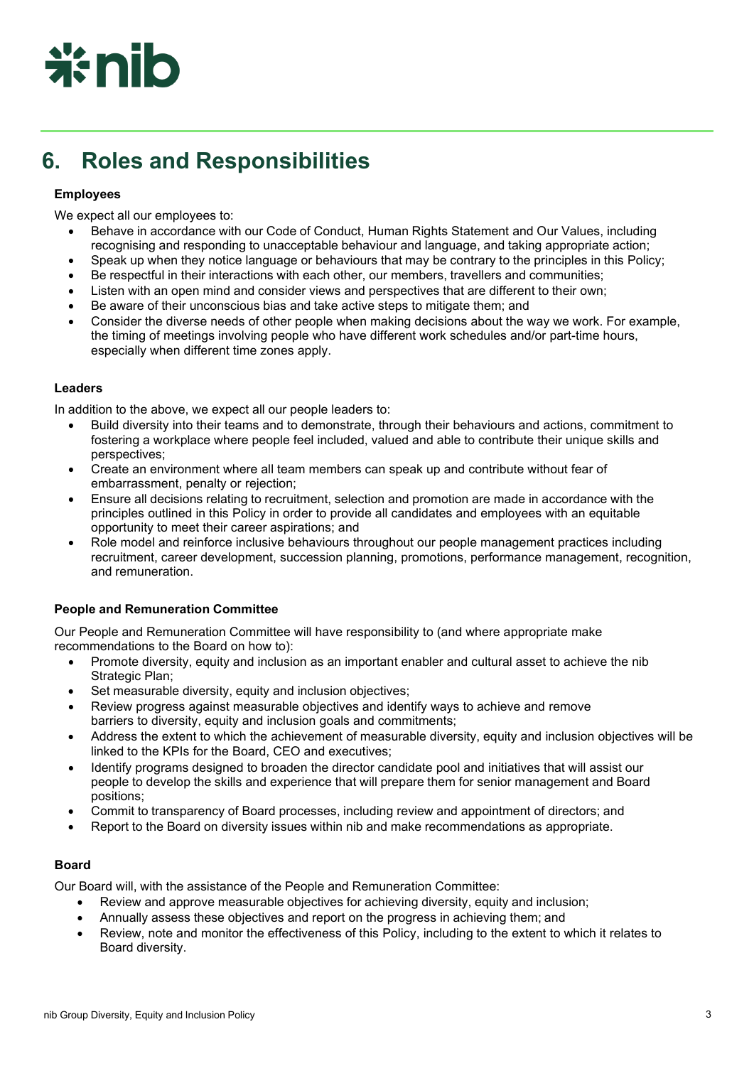# 6. Roles and Responsibilities

**Employees**

We expect all our employees to:

- Behave in accordance with our Code of Conduct, Human Rights Statement and Our Values, including recognising and responding to unacceptable behaviour and language, and taking appropriate action;
- Speak up when they notice language or behaviours that may be contrary to the principles in this Policy;
- Be respectful in their interactions with each other, our members, travellers and communities;
- Listen with an open mind and consider views and perspectives that are different to their own;
- Be aware of their unconscious bias and take active steps to mitigate them; and
- Consider the diverse needs of other people when making decisions about the way we work. For example, the timing of meetings involving people who have different work schedules and/or part-time hours, especially when different time zones apply.

**Leaders**

In addition to the above, we expect all our people leaders to:

- Build diversity into their teams and to demonstrate, through their behaviours and actions, commitment to fostering a workplace where people feel included, valued and able to contribute their unique skills and perspectives;
- Create an environment where all team members can speak up and contribute without fear of embarrassment, penalty or rejection;
- Ensure all decisions relating to recruitment, selection and promotion are made in accordance with the principles outlined in this Policy in order to provide all candidates and employees with an equitable opportunity to meet their career aspirations; and
- Role model and reinforce inclusive behaviours throughout our people management practices including recruitment, career development, succession planning, promotions, performance management, recognition, and remuneration.

**People and Remuneration Committee**

Our People and Remuneration Committee will have responsibility to (and where appropriate make recommendations to the Board on how to):

- Promote diversity, equity and inclusion as an important enabler and cultural asset to achieve the nib Strategic Plan;
- Set measurable diversity, equity and inclusion objectives;
- Review progress against measurable objectives and identify ways to achieve and remove barriers to diversity, equity and inclusion goals and commitments;
- Address the extent to which the achievement of measurable diversity, equity and inclusion objectives will be linked to the KPIs for the Board, CEO and executives;
- Identify programs designed to broaden the director candidate pool and initiatives that will assist our people to develop the skills and experience that will prepare them for senior management and Board positions;
- Commit to transparency of Board processes, including review and appointment of directors; and
- Report to the Board on diversity issues within nib and make recommendations as appropriate.

**Board**

Our Board will, with the assistance of the People and Remuneration Committee:

- Review and approve measurable objectives for achieving diversity, equity and inclusion;
- Annually assess these objectives and report on the progress in achieving them; and
- Review, note and monitor the effectiveness of this Policy, including to the extent to which it relates to Board diversity.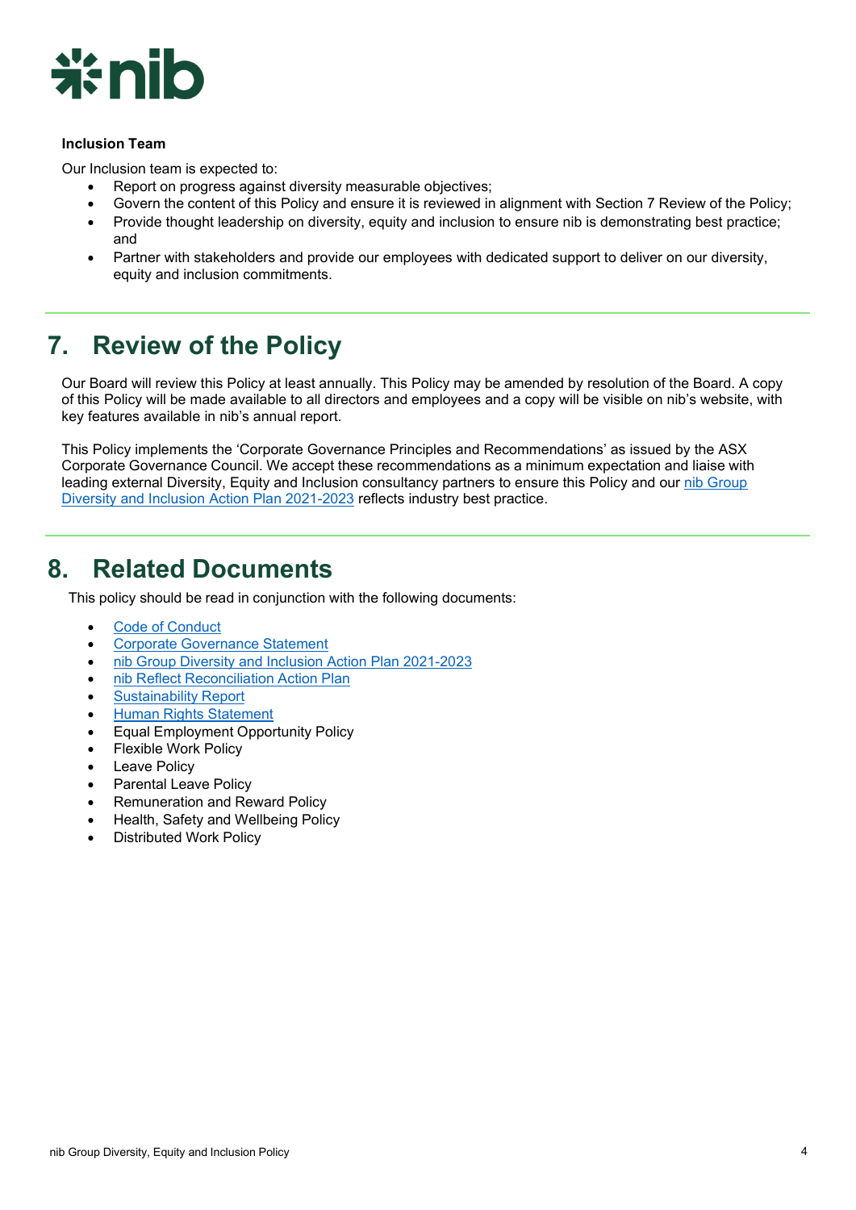**Inclusion Team**

Our Inclusion team is expected to:

- Report on progress against diversity measurable objectives;
- Govern the content of this Policy and ensure it is reviewed in alignment with Section 7 Review of the Policy;
- Provide thought leadership on diversity, equity and inclusion to ensure nib is demonstrating best practice; and
- Partner with stakeholders and provide our employees with dedicated support to deliver on our diversity, equity and inclusion commitments.

# 7. Review of the Policy

Our Board will review this Policy at least annually. This Policy may be amended by resolution of the Board. A copy of this Policy will be made available to all directors and employees and a copy will be visible on nib's website, with key features available in nib's annual report.

This Policy implements the 'Corporate Governance Principles and Recommendations' as issued by the ASX Corporate Governance Council. We accept these recommendations as a minimum expectation and liaise with leading external Diversity, Equity and Inclusion consultancy partners to ensure this Policy and our nib Group Diversity and Inclusion Action Plan 2021-2023 reflects industry best practice.

# 8. Related Documents

This policy should be read in conjunction with the following documents:

- Code of Conduct
- Corporate Governance Statement
- nib Group Diversity and Inclusion Action Plan 2021-2023
- nib Reflect Reconciliation Action Plan
- Sustainability Report
- Human Rights Statement
- Equal Employment Opportunity Policy
- Flexible Work Policy
- Leave Policy
- Parental Leave Policy
- Remuneration and Reward Policy
- Health, Safety and Wellbeing Policy
- Distributed Work Policy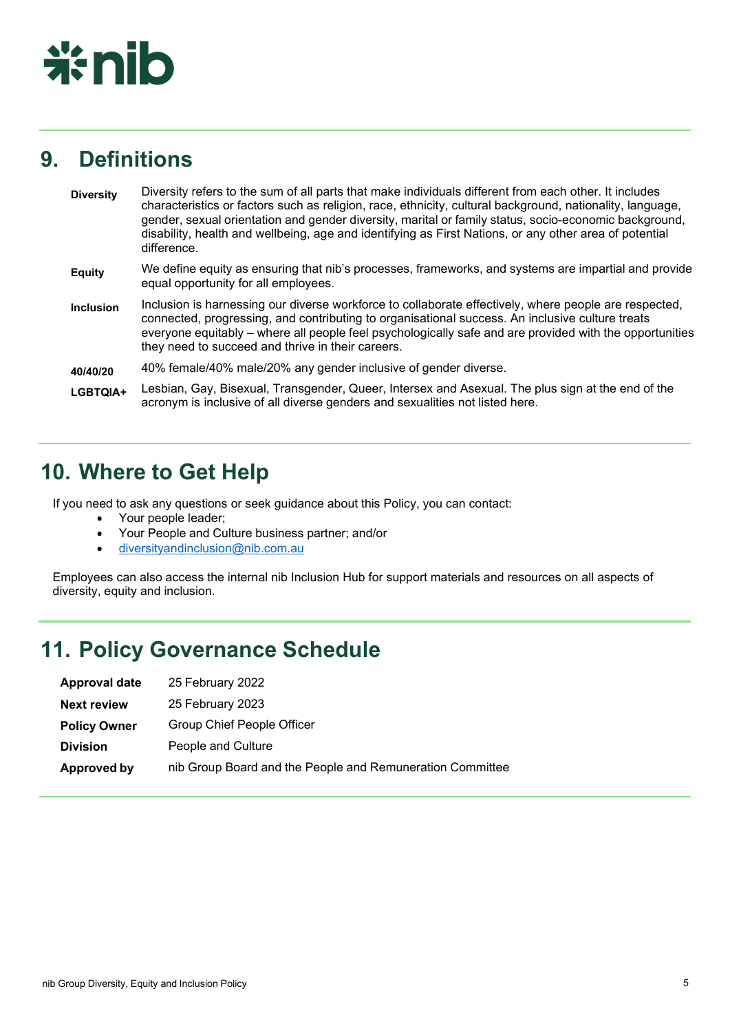## 9. Definitions

| | |
|---|---|
| **Diversity** | Diversity refers to the sum of all parts that make individuals different from each other. It includes characteristics or factors such as religion, race, ethnicity, cultural background, nationality, language, gender, sexual orientation and gender diversity, marital or family status, socio-economic background, disability, health and wellbeing, age and identifying as First Nations, or any other area of potential difference. |
| **Equity** | We define equity as ensuring that nib's processes, frameworks, and systems are impartial and provide equal opportunity for all employees. |
| **Inclusion** | Inclusion is harnessing our diverse workforce to collaborate effectively, where people are respected, connected, progressing, and contributing to organisational success. An inclusive culture treats everyone equitably – where all people feel psychologically safe and are provided with the opportunities they need to succeed and thrive in their careers. |
| **40/40/20** | 40% female/40% male/20% any gender inclusive of gender diverse. |
| **LGBTQIA+** | Lesbian, Gay, Bisexual, Transgender, Queer, Intersex and Asexual. The plus sign at the end of the acronym is inclusive of all diverse genders and sexualities not listed here. |

## 10. Where to Get Help

If you need to ask any questions or seek guidance about this Policy, you can contact:

- Your people leader;
- Your People and Culture business partner; and/or
- diversityandinclusion@nib.com.au

Employees can also access the internal nib Inclusion Hub for support materials and resources on all aspects of diversity, equity and inclusion.

## 11. Policy Governance Schedule

| | |
|---|---|
| **Approval date** | 25 February 2022 |
| **Next review** | 25 February 2023 |
| **Policy Owner** | Group Chief People Officer |
| **Division** | People and Culture |
| **Approved by** | nib Group Board and the People and Remuneration Committee |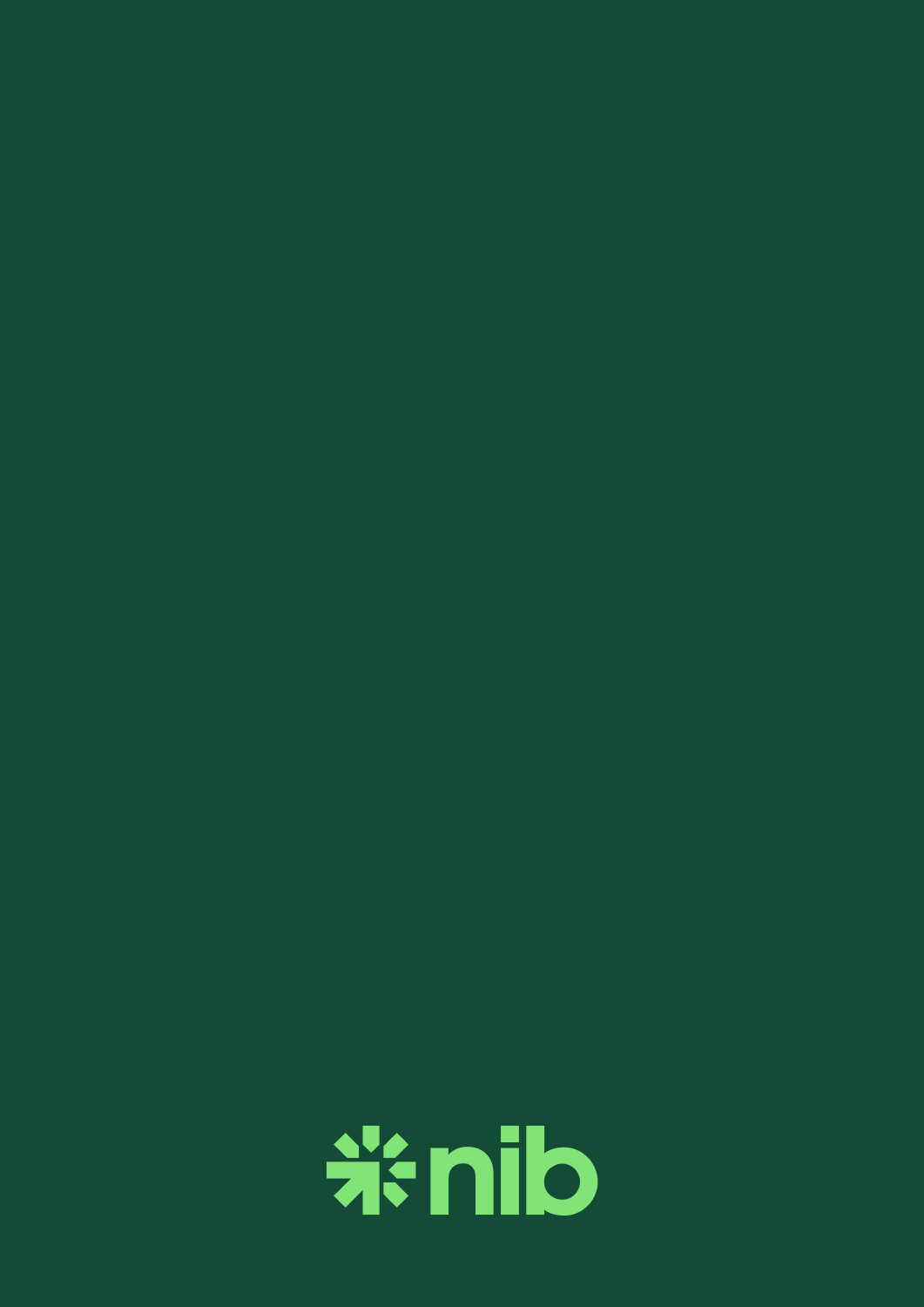nib